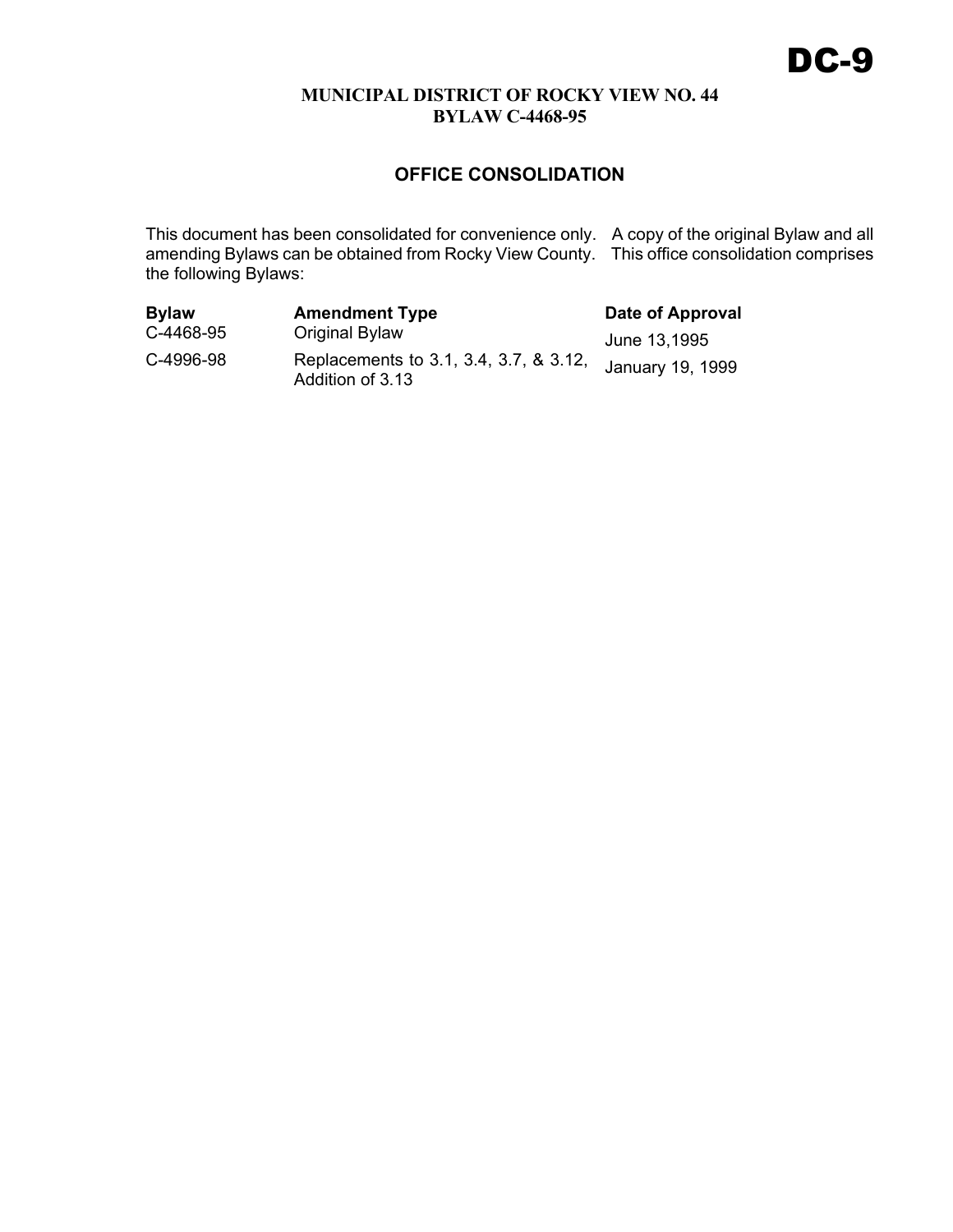# DC-9

**MUNICIPAL DISTRICT OF ROCKY VIEW NO. 44**
**BYLAW C-4468-95**

## OFFICE CONSOLIDATION

This document has been consolidated for convenience only. A copy of the original Bylaw and all amending Bylaws can be obtained from Rocky View County. This office consolidation comprises the following Bylaws:

| Bylaw | Amendment Type | Date of Approval |
|---|---|---|
| C-4468-95 | Original Bylaw | June 13,1995 |
| C-4996-98 | Replacements to 3.1, 3.4, 3.7, & 3.12, Addition of 3.13 | January 19, 1999 |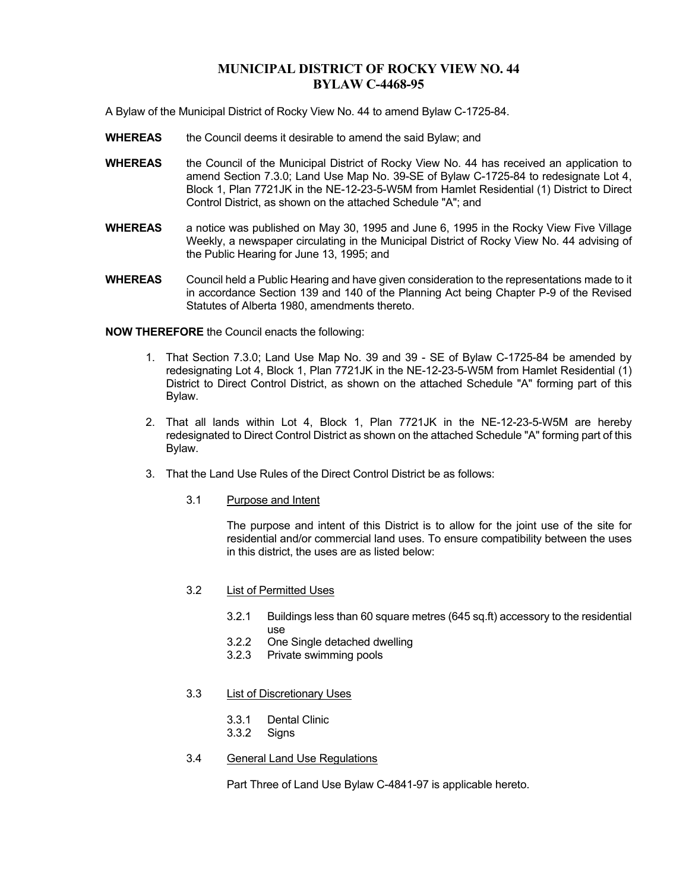# MUNICIPAL DISTRICT OF ROCKY VIEW NO. 44
# BYLAW C-4468-95

A Bylaw of the Municipal District of Rocky View No. 44 to amend Bylaw C-1725-84.

**WHEREAS** the Council deems it desirable to amend the said Bylaw; and

**WHEREAS** the Council of the Municipal District of Rocky View No. 44 has received an application to amend Section 7.3.0; Land Use Map No. 39-SE of Bylaw C-1725-84 to redesignate Lot 4, Block 1, Plan 7721JK in the NE-12-23-5-W5M from Hamlet Residential (1) District to Direct Control District, as shown on the attached Schedule "A"; and

**WHEREAS** a notice was published on May 30, 1995 and June 6, 1995 in the Rocky View Five Village Weekly, a newspaper circulating in the Municipal District of Rocky View No. 44 advising of the Public Hearing for June 13, 1995; and

**WHEREAS** Council held a Public Hearing and have given consideration to the representations made to it in accordance Section 139 and 140 of the Planning Act being Chapter P-9 of the Revised Statutes of Alberta 1980, amendments thereto.

**NOW THEREFORE** the Council enacts the following:

1. That Section 7.3.0; Land Use Map No. 39 and 39 - SE of Bylaw C-1725-84 be amended by redesignating Lot 4, Block 1, Plan 7721JK in the NE-12-23-5-W5M from Hamlet Residential (1) District to Direct Control District, as shown on the attached Schedule "A" forming part of this Bylaw.

2. That all lands within Lot 4, Block 1, Plan 7721JK in the NE-12-23-5-W5M are hereby redesignated to Direct Control District as shown on the attached Schedule "A" forming part of this Bylaw.

3. That the Land Use Rules of the Direct Control District be as follows:

   3.1 Purpose and Intent

   The purpose and intent of this District is to allow for the joint use of the site for residential and/or commercial land uses. To ensure compatibility between the uses in this district, the uses are as listed below:

   3.2 List of Permitted Uses

   3.2.1 Buildings less than 60 square metres (645 sq.ft) accessory to the residential use
   3.2.2 One Single detached dwelling
   3.2.3 Private swimming pools

   3.3 List of Discretionary Uses

   3.3.1 Dental Clinic
   3.3.2 Signs

   3.4 General Land Use Regulations

   Part Three of Land Use Bylaw C-4841-97 is applicable hereto.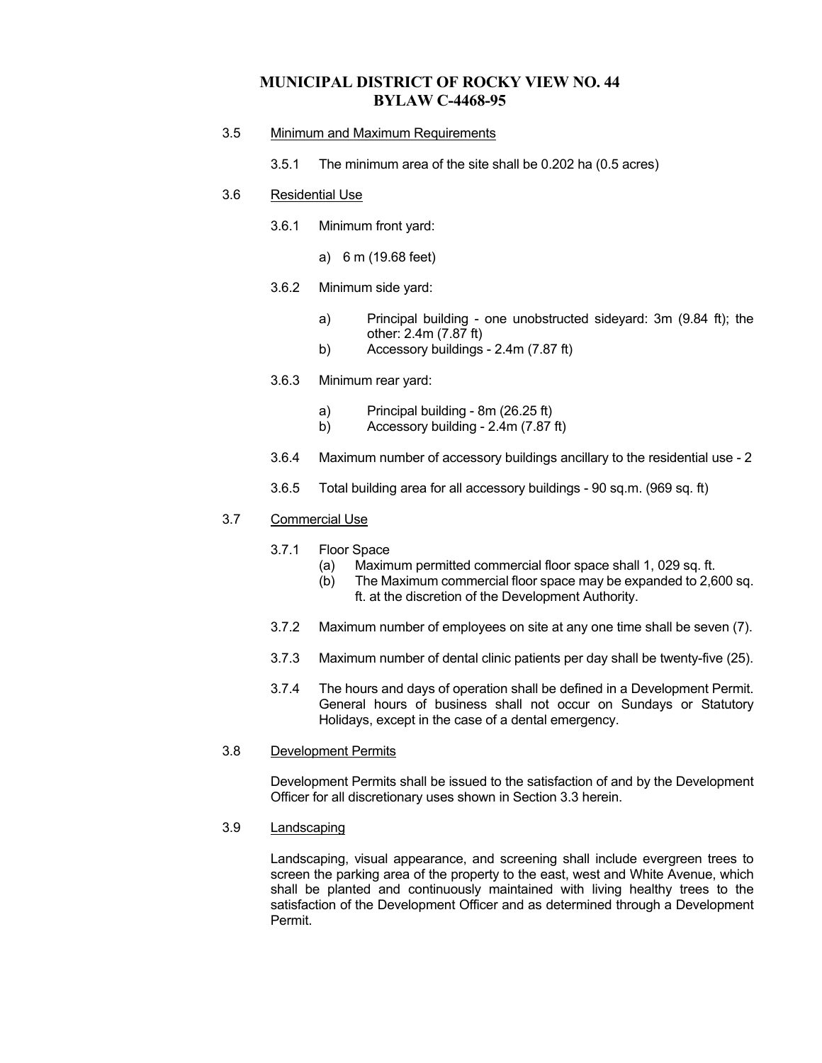# MUNICIPAL DISTRICT OF ROCKY VIEW NO. 44
# BYLAW C-4468-95

3.5 Minimum and Maximum Requirements

3.5.1 The minimum area of the site shall be 0.202 ha (0.5 acres)

3.6 Residential Use

3.6.1 Minimum front yard:

a) 6 m (19.68 feet)

3.6.2 Minimum side yard:

a) Principal building - one unobstructed sideyard: 3m (9.84 ft); the other: 2.4m (7.87 ft)

b) Accessory buildings - 2.4m (7.87 ft)

3.6.3 Minimum rear yard:

a) Principal building - 8m (26.25 ft)

b) Accessory building - 2.4m (7.87 ft)

3.6.4 Maximum number of accessory buildings ancillary to the residential use - 2

3.6.5 Total building area for all accessory buildings - 90 sq.m. (969 sq. ft)

3.7 Commercial Use

3.7.1 Floor Space

(a) Maximum permitted commercial floor space shall 1, 029 sq. ft.

(b) The Maximum commercial floor space may be expanded to 2,600 sq. ft. at the discretion of the Development Authority.

3.7.2 Maximum number of employees on site at any one time shall be seven (7).

3.7.3 Maximum number of dental clinic patients per day shall be twenty-five (25).

3.7.4 The hours and days of operation shall be defined in a Development Permit. General hours of business shall not occur on Sundays or Statutory Holidays, except in the case of a dental emergency.

3.8 Development Permits

Development Permits shall be issued to the satisfaction of and by the Development Officer for all discretionary uses shown in Section 3.3 herein.

3.9 Landscaping

Landscaping, visual appearance, and screening shall include evergreen trees to screen the parking area of the property to the east, west and White Avenue, which shall be planted and continuously maintained with living healthy trees to the satisfaction of the Development Officer and as determined through a Development Permit.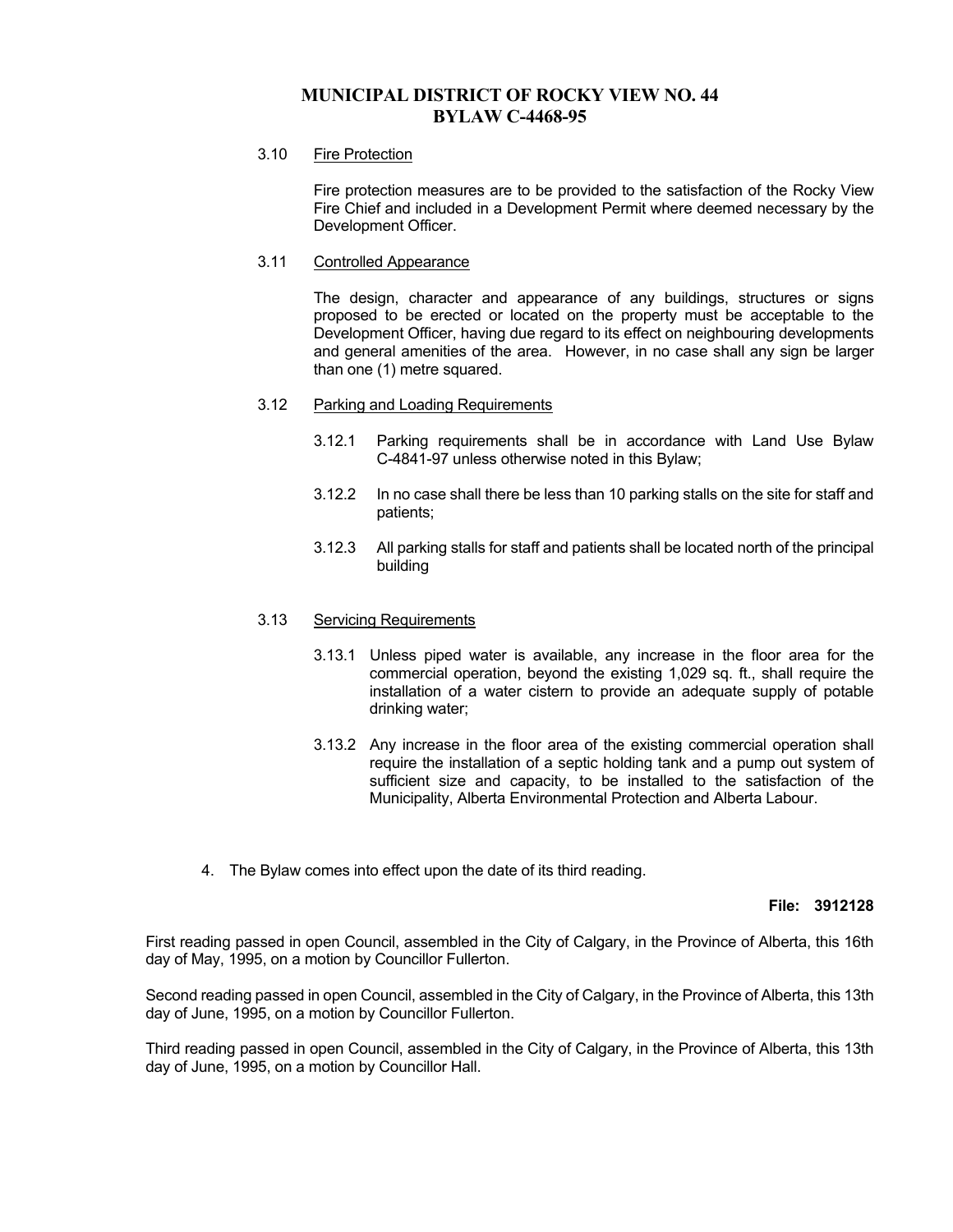# MUNICIPAL DISTRICT OF ROCKY VIEW NO. 44
# BYLAW C-4468-95

3.10 Fire Protection

Fire protection measures are to be provided to the satisfaction of the Rocky View Fire Chief and included in a Development Permit where deemed necessary by the Development Officer.

3.11 Controlled Appearance

The design, character and appearance of any buildings, structures or signs proposed to be erected or located on the property must be acceptable to the Development Officer, having due regard to its effect on neighbouring developments and general amenities of the area. However, in no case shall any sign be larger than one (1) metre squared.

3.12 Parking and Loading Requirements

3.12.1 Parking requirements shall be in accordance with Land Use Bylaw C-4841-97 unless otherwise noted in this Bylaw;

3.12.2 In no case shall there be less than 10 parking stalls on the site for staff and patients;

3.12.3 All parking stalls for staff and patients shall be located north of the principal building

3.13 Servicing Requirements

3.13.1 Unless piped water is available, any increase in the floor area for the commercial operation, beyond the existing 1,029 sq. ft., shall require the installation of a water cistern to provide an adequate supply of potable drinking water;

3.13.2 Any increase in the floor area of the existing commercial operation shall require the installation of a septic holding tank and a pump out system of sufficient size and capacity, to be installed to the satisfaction of the Municipality, Alberta Environmental Protection and Alberta Labour.

4. The Bylaw comes into effect upon the date of its third reading.

**File: 3912128**

First reading passed in open Council, assembled in the City of Calgary, in the Province of Alberta, this 16th day of May, 1995, on a motion by Councillor Fullerton.

Second reading passed in open Council, assembled in the City of Calgary, in the Province of Alberta, this 13th day of June, 1995, on a motion by Councillor Fullerton.

Third reading passed in open Council, assembled in the City of Calgary, in the Province of Alberta, this 13th day of June, 1995, on a motion by Councillor Hall.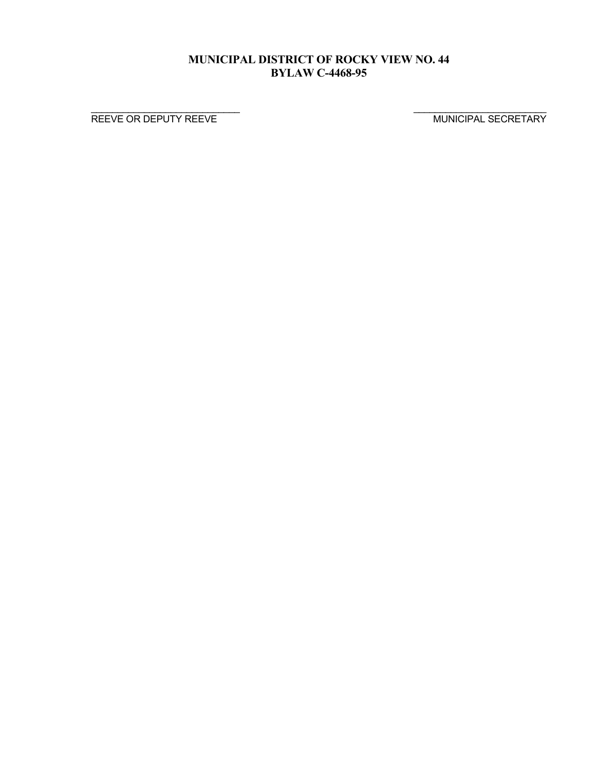**MUNICIPAL DISTRICT OF ROCKY VIEW NO. 44**
**BYLAW C-4468-95**

\_\_\_\_\_\_\_\_\_\_\_\_\_\_\_\_\_\_\_\_\_\_\_\_\_\_\_\_\_\_
REEVE OR DEPUTY REEVE

\_\_\_\_\_\_\_\_\_\_\_\_\_\_\_\_\_\_\_\_\_\_\_\_\_\_\_\_\_\_
MUNICIPAL SECRETARY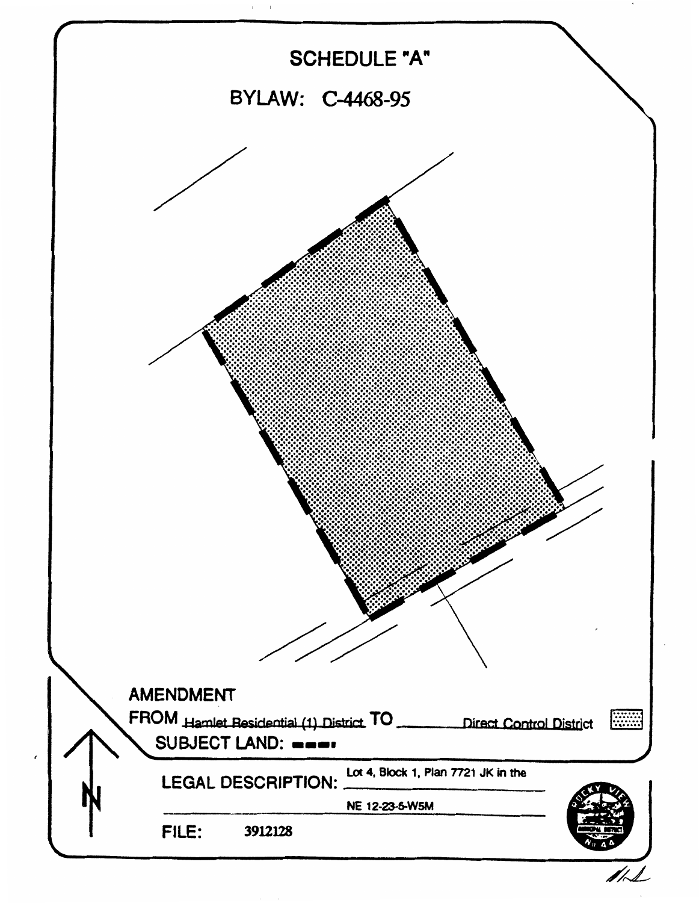# SCHEDULE "A"

## BYLAW: C-4468-95

AMENDMENT

FROM Hamlet Residential (1) District TO Direct Control District

SUBJECT LAND: ▬▬▬

LEGAL DESCRIPTION: Lot 4, Block 1, Plan 7721 JK in the

NE 12-23-5-W5M

FILE: 3912128

N